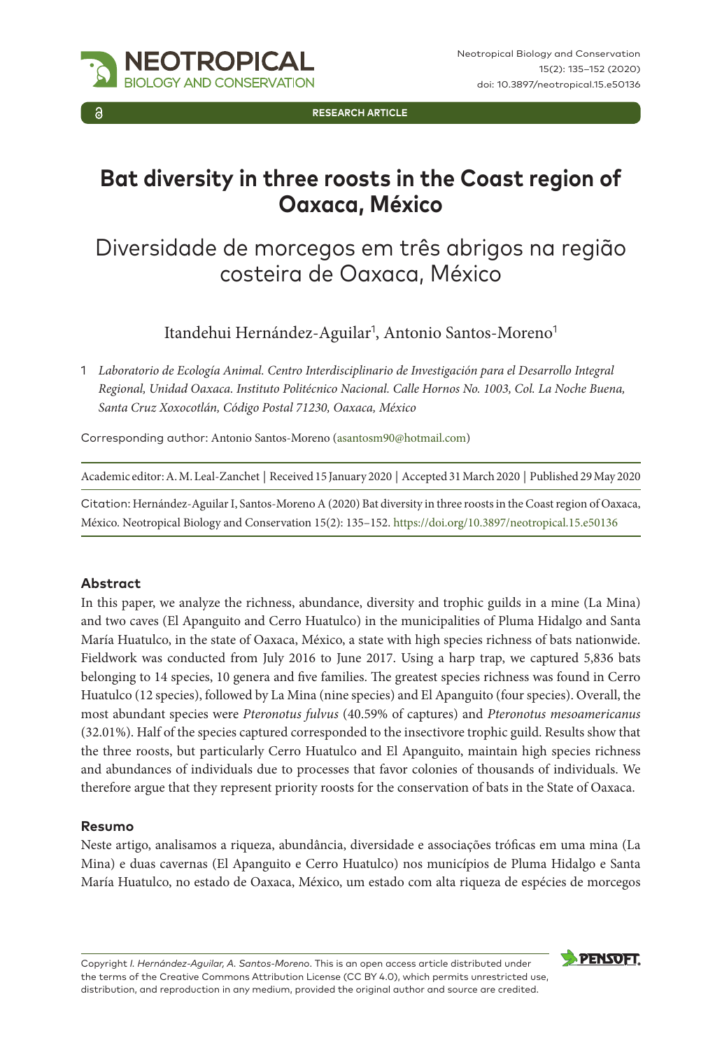RESEARCH ARTICLE

# Bat diversity in three roosts in the Coast region of Oaxaca, México

## Diversidade de morcegos em três abrigos na região costeira de Oaxaca, México

Itandehui Hernández-Aguilar[1], Antonio Santos-Moreno[1]

1 *Laboratorio de Ecología Animal. Centro Interdisciplinario de Investigación para el Desarrollo Integral Regional, Unidad Oaxaca. Instituto Politécnico Nacional. Calle Hornos No. 1003, Col. La Noche Buena, Santa Cruz Xoxocotlán, Código Postal 71230, Oaxaca, México*

Corresponding author: Antonio Santos-Moreno (asantosm90@hotmail.com)

Academic editor: A. M. Leal-Zanchet | Received 15 January 2020 | Accepted 31 March 2020 | Published 29 May 2020

Citation: Hernández-Aguilar I, Santos-Moreno A (2020) Bat diversity in three roosts in the Coast region of Oaxaca, México. Neotropical Biology and Conservation 15(2): 135–152. https://doi.org/10.3897/neotropical.15.e50136

### Abstract

In this paper, we analyze the richness, abundance, diversity and trophic guilds in a mine (La Mina) and two caves (El Apanguito and Cerro Huatulco) in the municipalities of Pluma Hidalgo and Santa María Huatulco, in the state of Oaxaca, México, a state with high species richness of bats nationwide. Fieldwork was conducted from July 2016 to June 2017. Using a harp trap, we captured 5,836 bats belonging to 14 species, 10 genera and five families. The greatest species richness was found in Cerro Huatulco (12 species), followed by La Mina (nine species) and El Apanguito (four species). Overall, the most abundant species were *Pteronotus fulvus* (40.59% of captures) and *Pteronotus mesoamericanus* (32.01%). Half of the species captured corresponded to the insectivore trophic guild. Results show that the three roosts, but particularly Cerro Huatulco and El Apanguito, maintain high species richness and abundances of individuals due to processes that favor colonies of thousands of individuals. We therefore argue that they represent priority roosts for the conservation of bats in the State of Oaxaca.

### Resumo

Neste artigo, analisamos a riqueza, abundância, diversidade e associações tróficas em uma mina (La Mina) e duas cavernas (El Apanguito e Cerro Huatulco) nos municípios de Pluma Hidalgo e Santa María Huatulco, no estado de Oaxaca, México, um estado com alta riqueza de espécies de morcegos

Copyright *I. Hernández-Aguilar, A. Santos-Moreno*. This is an open access article distributed under the terms of the Creative Commons Attribution License (CC BY 4.0), which permits unrestricted use, distribution, and reproduction in any medium, provided the original author and source are credited.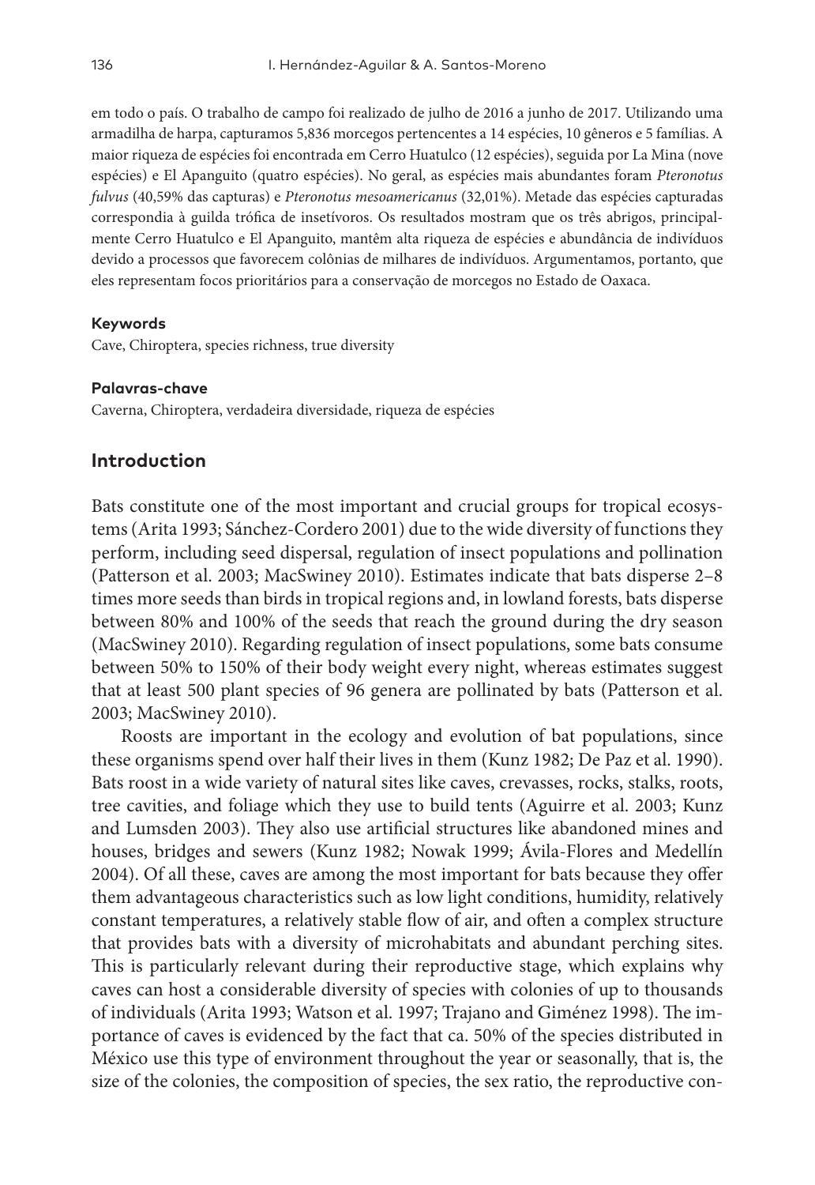em todo o país. O trabalho de campo foi realizado de julho de 2016 a junho de 2017. Utilizando uma armadilha de harpa, capturamos 5,836 morcegos pertencentes a 14 espécies, 10 gêneros e 5 famílias. A maior riqueza de espécies foi encontrada em Cerro Huatulco (12 espécies), seguida por La Mina (nove espécies) e El Apanguito (quatro espécies). No geral, as espécies mais abundantes foram *Pteronotus fulvus* (40,59% das capturas) e *Pteronotus mesoamericanus* (32,01%). Metade das espécies capturadas correspondia à guilda trófica de insetívoros. Os resultados mostram que os três abrigos, principalmente Cerro Huatulco e El Apanguito, mantêm alta riqueza de espécies e abundância de indivíduos devido a processos que favorecem colônias de milhares de indivíduos. Argumentamos, portanto, que eles representam focos prioritários para a conservação de morcegos no Estado de Oaxaca.

**Keywords**

Cave, Chiroptera, species richness, true diversity

**Palavras-chave**

Caverna, Chiroptera, verdadeira diversidade, riqueza de espécies

## Introduction

Bats constitute one of the most important and crucial groups for tropical ecosystems (Arita 1993; Sánchez-Cordero 2001) due to the wide diversity of functions they perform, including seed dispersal, regulation of insect populations and pollination (Patterson et al. 2003; MacSwiney 2010). Estimates indicate that bats disperse 2–8 times more seeds than birds in tropical regions and, in lowland forests, bats disperse between 80% and 100% of the seeds that reach the ground during the dry season (MacSwiney 2010). Regarding regulation of insect populations, some bats consume between 50% to 150% of their body weight every night, whereas estimates suggest that at least 500 plant species of 96 genera are pollinated by bats (Patterson et al. 2003; MacSwiney 2010).

Roosts are important in the ecology and evolution of bat populations, since these organisms spend over half their lives in them (Kunz 1982; De Paz et al. 1990). Bats roost in a wide variety of natural sites like caves, crevasses, rocks, stalks, roots, tree cavities, and foliage which they use to build tents (Aguirre et al. 2003; Kunz and Lumsden 2003). They also use artificial structures like abandoned mines and houses, bridges and sewers (Kunz 1982; Nowak 1999; Ávila-Flores and Medellín 2004). Of all these, caves are among the most important for bats because they offer them advantageous characteristics such as low light conditions, humidity, relatively constant temperatures, a relatively stable flow of air, and often a complex structure that provides bats with a diversity of microhabitats and abundant perching sites. This is particularly relevant during their reproductive stage, which explains why caves can host a considerable diversity of species with colonies of up to thousands of individuals (Arita 1993; Watson et al. 1997; Trajano and Giménez 1998). The importance of caves is evidenced by the fact that ca. 50% of the species distributed in México use this type of environment throughout the year or seasonally, that is, the size of the colonies, the composition of species, the sex ratio, the reproductive con-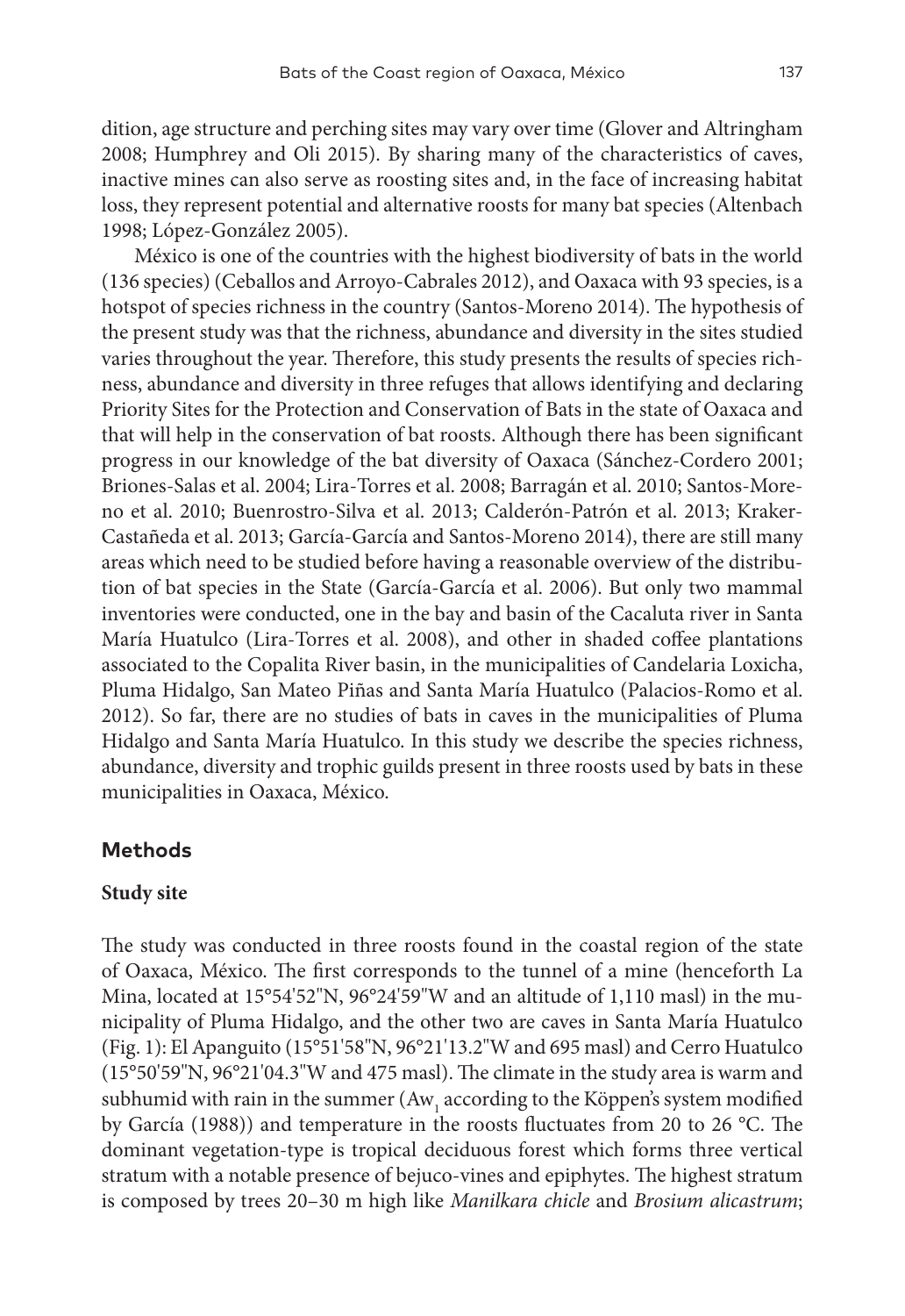dition, age structure and perching sites may vary over time (Glover and Altringham 2008; Humphrey and Oli 2015). By sharing many of the characteristics of caves, inactive mines can also serve as roosting sites and, in the face of increasing habitat loss, they represent potential and alternative roosts for many bat species (Altenbach 1998; López-González 2005).

México is one of the countries with the highest biodiversity of bats in the world (136 species) (Ceballos and Arroyo-Cabrales 2012), and Oaxaca with 93 species, is a hotspot of species richness in the country (Santos-Moreno 2014). The hypothesis of the present study was that the richness, abundance and diversity in the sites studied varies throughout the year. Therefore, this study presents the results of species richness, abundance and diversity in three refuges that allows identifying and declaring Priority Sites for the Protection and Conservation of Bats in the state of Oaxaca and that will help in the conservation of bat roosts. Although there has been significant progress in our knowledge of the bat diversity of Oaxaca (Sánchez-Cordero 2001; Briones-Salas et al. 2004; Lira-Torres et al. 2008; Barragán et al. 2010; Santos-Moreno et al. 2010; Buenrostro-Silva et al. 2013; Calderón-Patrón et al. 2013; Kraker-Castañeda et al. 2013; García-García and Santos-Moreno 2014), there are still many areas which need to be studied before having a reasonable overview of the distribution of bat species in the State (García-García et al. 2006). But only two mammal inventories were conducted, one in the bay and basin of the Cacaluta river in Santa María Huatulco (Lira-Torres et al. 2008), and other in shaded coffee plantations associated to the Copalita River basin, in the municipalities of Candelaria Loxicha, Pluma Hidalgo, San Mateo Piñas and Santa María Huatulco (Palacios-Romo et al. 2012). So far, there are no studies of bats in caves in the municipalities of Pluma Hidalgo and Santa María Huatulco. In this study we describe the species richness, abundance, diversity and trophic guilds present in three roosts used by bats in these municipalities in Oaxaca, México.

## Methods

### Study site

The study was conducted in three roosts found in the coastal region of the state of Oaxaca, México. The first corresponds to the tunnel of a mine (henceforth La Mina, located at 15°54'52"N, 96°24'59"W and an altitude of 1,110 masl) in the municipality of Pluma Hidalgo, and the other two are caves in Santa María Huatulco (Fig. 1): El Apanguito (15°51'58"N, 96°21'13.2"W and 695 masl) and Cerro Huatulco (15°50'59"N, 96°21'04.3"W and 475 masl). The climate in the study area is warm and subhumid with rain in the summer ($Aw_1$ according to the Köppen's system modified by García (1988)) and temperature in the roosts fluctuates from 20 to 26 °C. The dominant vegetation-type is tropical deciduous forest which forms three vertical stratum with a notable presence of bejuco-vines and epiphytes. The highest stratum is composed by trees 20–30 m high like *Manilkara chicle* and *Brosium alicastrum*;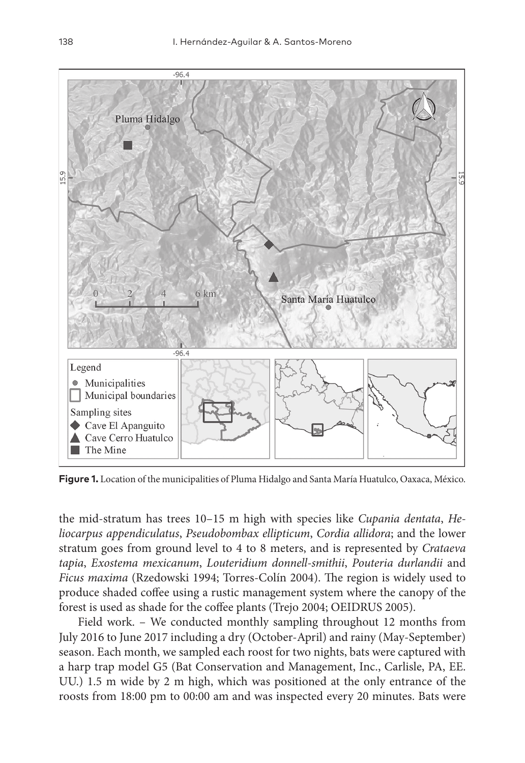**Figure 1.** Location of the municipalities of Pluma Hidalgo and Santa María Huatulco, Oaxaca, México.

the mid-stratum has trees 10–15 m high with species like *Cupania dentata*, *Heliocarpus appendiculatus*, *Pseudobombax ellipticum*, *Cordia allidora*; and the lower stratum goes from ground level to 4 to 8 meters, and is represented by *Crataeva tapia*, *Exostema mexicanum*, *Louteridium donnell-smithii*, *Pouteria durlandii* and *Ficus maxima* (Rzedowski 1994; Torres-Colín 2004). The region is widely used to produce shaded coffee using a rustic management system where the canopy of the forest is used as shade for the coffee plants (Trejo 2004; OEIDRUS 2005).

Field work. – We conducted monthly sampling throughout 12 months from July 2016 to June 2017 including a dry (October-April) and rainy (May-September) season. Each month, we sampled each roost for two nights, bats were captured with a harp trap model G5 (Bat Conservation and Management, Inc., Carlisle, PA, EE. UU.) 1.5 m wide by 2 m high, which was positioned at the only entrance of the roosts from 18:00 pm to 00:00 am and was inspected every 20 minutes. Bats were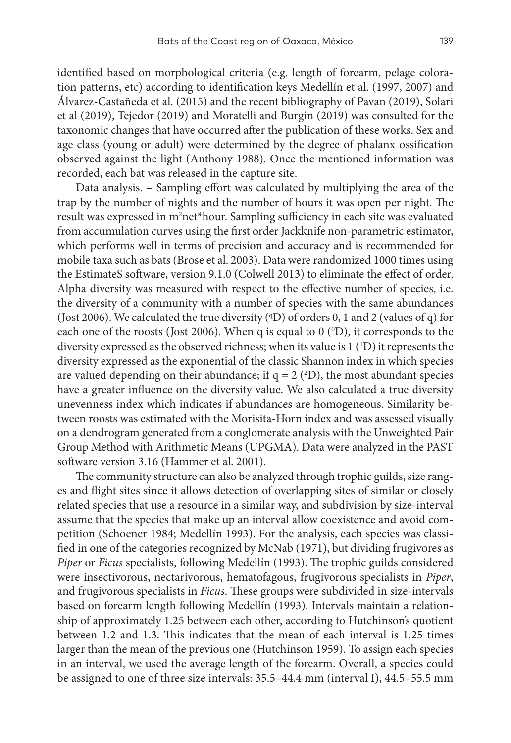identified based on morphological criteria (e.g. length of forearm, pelage coloration patterns, etc) according to identification keys Medellín et al. (1997, 2007) and Álvarez-Castañeda et al. (2015) and the recent bibliography of Pavan (2019), Solari et al (2019), Tejedor (2019) and Moratelli and Burgin (2019) was consulted for the taxonomic changes that have occurred after the publication of these works. Sex and age class (young or adult) were determined by the degree of phalanx ossification observed against the light (Anthony 1988). Once the mentioned information was recorded, each bat was released in the capture site.

Data analysis. – Sampling effort was calculated by multiplying the area of the trap by the number of nights and the number of hours it was open per night. The result was expressed in $m^2$net*hour. Sampling sufficiency in each site was evaluated from accumulation curves using the first order Jackknife non-parametric estimator, which performs well in terms of precision and accuracy and is recommended for mobile taxa such as bats (Brose et al. 2003). Data were randomized 1000 times using the EstimateS software, version 9.1.0 (Colwell 2013) to eliminate the effect of order. Alpha diversity was measured with respect to the effective number of species, i.e. the diversity of a community with a number of species with the same abundances (Jost 2006). We calculated the true diversity ($^qD$) of orders 0, 1 and 2 (values of q) for each one of the roosts (Jost 2006). When q is equal to 0 ($^0D$), it corresponds to the diversity expressed as the observed richness; when its value is 1 ($^1D$) it represents the diversity expressed as the exponential of the classic Shannon index in which species are valued depending on their abundance; if $q = 2$ ($^2D$), the most abundant species have a greater influence on the diversity value. We also calculated a true diversity unevenness index which indicates if abundances are homogeneous. Similarity between roosts was estimated with the Morisita-Horn index and was assessed visually on a dendrogram generated from a conglomerate analysis with the Unweighted Pair Group Method with Arithmetic Means (UPGMA). Data were analyzed in the PAST software version 3.16 (Hammer et al. 2001).

The community structure can also be analyzed through trophic guilds, size ranges and flight sites since it allows detection of overlapping sites of similar or closely related species that use a resource in a similar way, and subdivision by size-interval assume that the species that make up an interval allow coexistence and avoid competition (Schoener 1984; Medellín 1993). For the analysis, each species was classified in one of the categories recognized by McNab (1971), but dividing frugivores as *Piper* or *Ficus* specialists, following Medellín (1993). The trophic guilds considered were insectivorous, nectarivorous, hematofagous, frugivorous specialists in *Piper*, and frugivorous specialists in *Ficus*. These groups were subdivided in size-intervals based on forearm length following Medellín (1993). Intervals maintain a relationship of approximately 1.25 between each other, according to Hutchinson's quotient between 1.2 and 1.3. This indicates that the mean of each interval is 1.25 times larger than the mean of the previous one (Hutchinson 1959). To assign each species in an interval, we used the average length of the forearm. Overall, a species could be assigned to one of three size intervals: 35.5–44.4 mm (interval I), 44.5–55.5 mm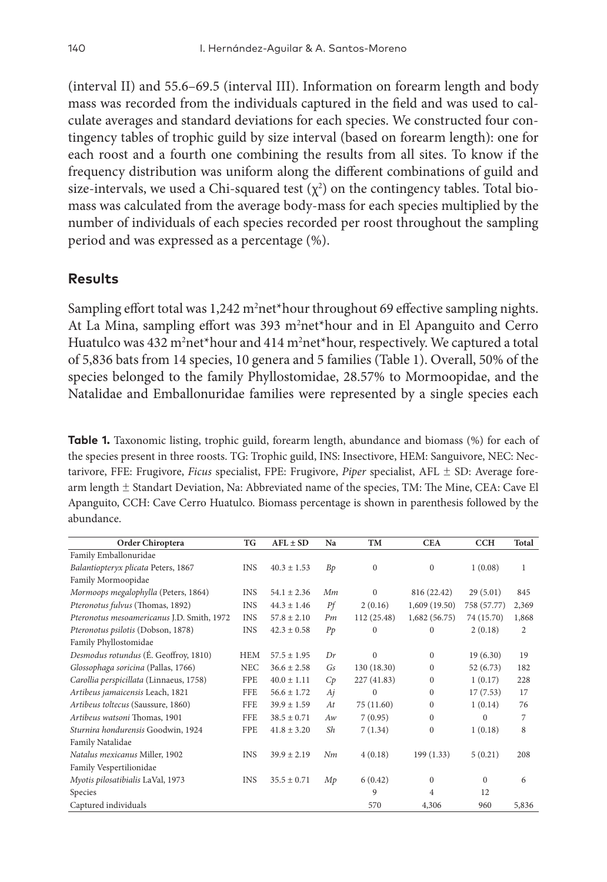(interval II) and 55.6–69.5 (interval III). Information on forearm length and body mass was recorded from the individuals captured in the field and was used to calculate averages and standard deviations for each species. We constructed four contingency tables of trophic guild by size interval (based on forearm length): one for each roost and a fourth one combining the results from all sites. To know if the frequency distribution was uniform along the different combinations of guild and size-intervals, we used a Chi-squared test ($\chi^2$) on the contingency tables. Total biomass was calculated from the average body-mass for each species multiplied by the number of individuals of each species recorded per roost throughout the sampling period and was expressed as a percentage (%).

## Results

Sampling effort total was 1,242 $m^2$net*hour throughout 69 effective sampling nights. At La Mina, sampling effort was 393 $m^2$net*hour and in El Apanguito and Cerro Huatulco was 432 $m^2$net*hour and 414 $m^2$net*hour, respectively. We captured a total of 5,836 bats from 14 species, 10 genera and 5 families (Table 1). Overall, 50% of the species belonged to the family Phyllostomidae, 28.57% to Mormoopidae, and the Natalidae and Emballonuridae families were represented by a single species each

**Table 1.** Taxonomic listing, trophic guild, forearm length, abundance and biomass (%) for each of the species present in three roosts. TG: Trophic guild, INS: Insectivore, HEM: Sanguivore, NEC: Nectarivore, FFE: Frugivore, *Ficus* specialist, FPE: Frugivore, *Piper* specialist, AFL ± SD: Average forearm length ± Standart Deviation, Na: Abbreviated name of the species, TM: The Mine, CEA: Cave El Apanguito, CCH: Cave Cerro Huatulco. Biomass percentage is shown in parenthesis followed by the abundance.

| Order Chiroptera | TG | AFL ± SD | Na | TM | CEA | CCH | Total |
|---|---|---|---|---|---|---|---|
| Family Emballonuridae | | | | | | | |
| *Balantiopteryx plicata* Peters, 1867 | INS | 40.3 ± 1.53 | *Bp* | 0 | 0 | 1 (0.08) | 1 |
| Family Mormoopidae | | | | | | | |
| *Mormoops megalophylla* (Peters, 1864) | INS | 54.1 ± 2.36 | *Mm* | 0 | 816 (22.42) | 29 (5.01) | 845 |
| *Pteronotus fulvus* (Thomas, 1892) | INS | 44.3 ± 1.46 | *Pf* | 2 (0.16) | 1,609 (19.50) | 758 (57.77) | 2,369 |
| *Pteronotus mesoamericanus* J.D. Smith, 1972 | INS | 57.8 ± 2.10 | *Pm* | 112 (25.48) | 1,682 (56.75) | 74 (15.70) | 1,868 |
| *Pteronotus psilotis* (Dobson, 1878) | INS | 42.3 ± 0.58 | *Pp* | 0 | 0 | 2 (0.18) | 2 |
| Family Phyllostomidae | | | | | | | |
| *Desmodus rotundus* (É. Geoffroy, 1810) | HEM | 57.5 ± 1.95 | *Dr* | 0 | 0 | 19 (6.30) | 19 |
| *Glossophaga soricina* (Pallas, 1766) | NEC | 36.6 ± 2.58 | *Gs* | 130 (18.30) | 0 | 52 (6.73) | 182 |
| *Carollia perspicillata* (Linnaeus, 1758) | FPE | 40.0 ± 1.11 | *Cp* | 227 (41.83) | 0 | 1 (0.17) | 228 |
| *Artibeus jamaicensis* Leach, 1821 | FFE | 56.6 ± 1.72 | *Aj* | 0 | 0 | 17 (7.53) | 17 |
| *Artibeus toltecus* (Saussure, 1860) | FFE | 39.9 ± 1.59 | *At* | 75 (11.60) | 0 | 1 (0.14) | 76 |
| *Artibeus watsoni* Thomas, 1901 | FFE | 38.5 ± 0.71 | *Aw* | 7 (0.95) | 0 | 0 | 7 |
| *Sturnira hondurensis* Goodwin, 1924 | FPE | 41.8 ± 3.20 | *Sh* | 7 (1.34) | 0 | 1 (0.18) | 8 |
| Family Natalidae | | | | | | | |
| *Natalus mexicanus* Miller, 1902 | INS | 39.9 ± 2.19 | *Nm* | 4 (0.18) | 199 (1.33) | 5 (0.21) | 208 |
| Family Vespertilionidae | | | | | | | |
| *Myotis pilosatibialis* LaVal, 1973 | INS | 35.5 ± 0.71 | *Mp* | 6 (0.42) | 0 | 0 | 6 |
| Species | | | | 9 | 4 | 12 | |
| Captured individuals | | | | 570 | 4,306 | 960 | 5,836 |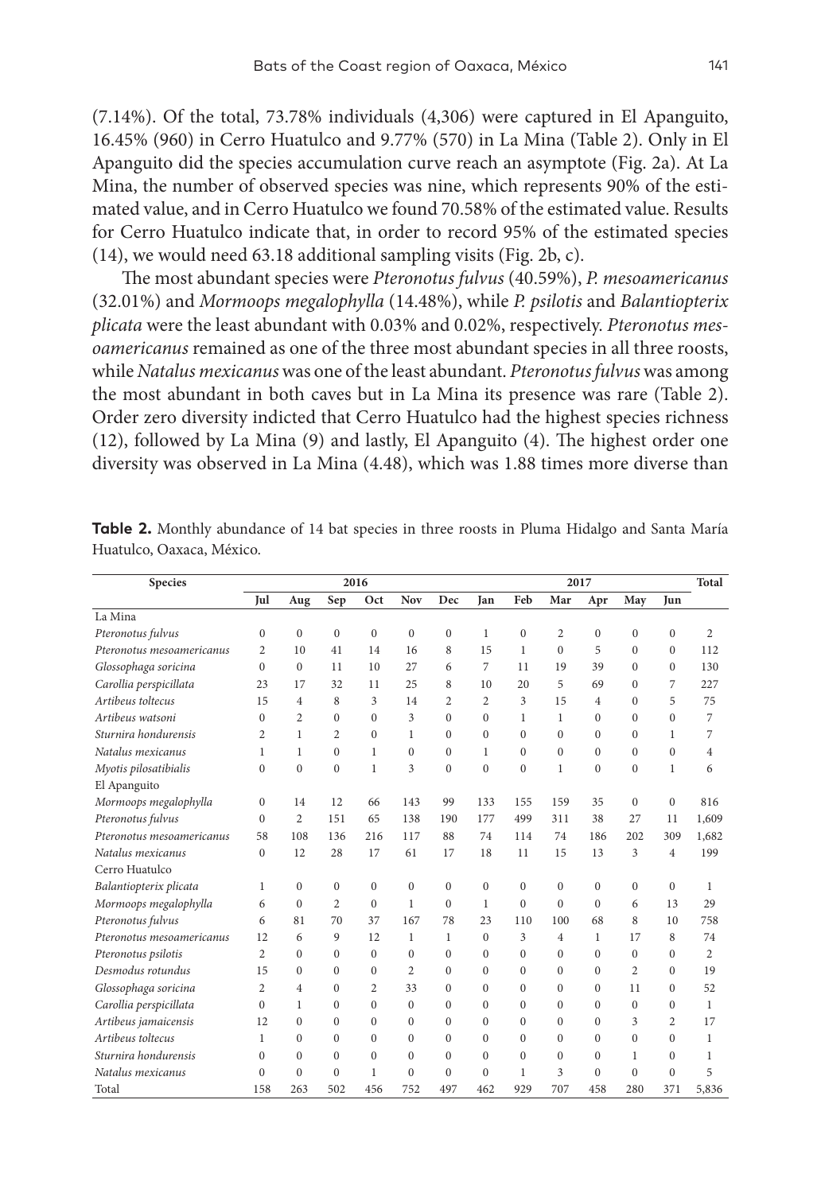(7.14%). Of the total, 73.78% individuals (4,306) were captured in El Apanguito, 16.45% (960) in Cerro Huatulco and 9.77% (570) in La Mina (Table 2). Only in El Apanguito did the species accumulation curve reach an asymptote (Fig. 2a). At La Mina, the number of observed species was nine, which represents 90% of the estimated value, and in Cerro Huatulco we found 70.58% of the estimated value. Results for Cerro Huatulco indicate that, in order to record 95% of the estimated species (14), we would need 63.18 additional sampling visits (Fig. 2b, c).

The most abundant species were *Pteronotus fulvus* (40.59%), *P. mesoamericanus* (32.01%) and *Mormoops megalophylla* (14.48%), while *P. psilotis* and *Balantiopterix plicata* were the least abundant with 0.03% and 0.02%, respectively. *Pteronotus mesoamericanus* remained as one of the three most abundant species in all three roosts, while *Natalus mexicanus* was one of the least abundant. *Pteronotus fulvus* was among the most abundant in both caves but in La Mina its presence was rare (Table 2). Order zero diversity indicted that Cerro Huatulco had the highest species richness (12), followed by La Mina (9) and lastly, El Apanguito (4). The highest order one diversity was observed in La Mina (4.48), which was 1.88 times more diverse than

**Table 2.** Monthly abundance of 14 bat species in three roosts in Pluma Hidalgo and Santa María Huatulco, Oaxaca, México.

| Species | 2016 | | | | | | 2017 | | | | | | Total |
|---|---|---|---|---|---|---|---|---|---|---|---|---|---|
| | Jul | Aug | Sep | Oct | Nov | Dec | Jan | Feb | Mar | Apr | May | Jun | |
| La Mina | | | | | | | | | | | | | |
| *Pteronotus fulvus* | 0 | 0 | 0 | 0 | 0 | 0 | 1 | 0 | 2 | 0 | 0 | 0 | 2 |
| *Pteronotus mesoamericanus* | 2 | 10 | 41 | 14 | 16 | 8 | 15 | 1 | 0 | 5 | 0 | 0 | 112 |
| *Glossophaga soricina* | 0 | 0 | 11 | 10 | 27 | 6 | 7 | 11 | 19 | 39 | 0 | 0 | 130 |
| *Carollia perspicillata* | 23 | 17 | 32 | 11 | 25 | 8 | 10 | 20 | 5 | 69 | 0 | 7 | 227 |
| *Artibeus toltecus* | 15 | 4 | 8 | 3 | 14 | 2 | 2 | 3 | 15 | 4 | 0 | 5 | 75 |
| *Artibeus watsoni* | 0 | 2 | 0 | 0 | 3 | 0 | 0 | 1 | 1 | 0 | 0 | 0 | 7 |
| *Sturnira hondurensis* | 2 | 1 | 2 | 0 | 1 | 0 | 0 | 0 | 0 | 0 | 0 | 1 | 7 |
| *Natalus mexicanus* | 1 | 1 | 0 | 1 | 0 | 0 | 1 | 0 | 0 | 0 | 0 | 0 | 4 |
| *Myotis pilosatibialis* | 0 | 0 | 0 | 1 | 3 | 0 | 0 | 0 | 1 | 0 | 0 | 1 | 6 |
| El Apanguito | | | | | | | | | | | | | |
| *Mormoops megalophylla* | 0 | 14 | 12 | 66 | 143 | 99 | 133 | 155 | 159 | 35 | 0 | 0 | 816 |
| *Pteronotus fulvus* | 0 | 2 | 151 | 65 | 138 | 190 | 177 | 499 | 311 | 38 | 27 | 11 | 1,609 |
| *Pteronotus mesoamericanus* | 58 | 108 | 136 | 216 | 117 | 88 | 74 | 114 | 74 | 186 | 202 | 309 | 1,682 |
| *Natalus mexicanus* | 0 | 12 | 28 | 17 | 61 | 17 | 18 | 11 | 15 | 13 | 3 | 4 | 199 |
| Cerro Huatulco | | | | | | | | | | | | | |
| *Balantiopterix plicata* | 1 | 0 | 0 | 0 | 0 | 0 | 0 | 0 | 0 | 0 | 0 | 0 | 1 |
| *Mormoops megalophylla* | 6 | 0 | 2 | 0 | 1 | 0 | 1 | 0 | 0 | 0 | 6 | 13 | 29 |
| *Pteronotus fulvus* | 6 | 81 | 70 | 37 | 167 | 78 | 23 | 110 | 100 | 68 | 8 | 10 | 758 |
| *Pteronotus mesoamericanus* | 12 | 6 | 9 | 12 | 1 | 1 | 0 | 3 | 4 | 1 | 17 | 8 | 74 |
| *Pteronotus psilotis* | 2 | 0 | 0 | 0 | 0 | 0 | 0 | 0 | 0 | 0 | 0 | 0 | 2 |
| *Desmodus rotundus* | 15 | 0 | 0 | 0 | 2 | 0 | 0 | 0 | 0 | 0 | 2 | 0 | 19 |
| *Glossophaga soricina* | 2 | 4 | 0 | 2 | 33 | 0 | 0 | 0 | 0 | 0 | 11 | 0 | 52 |
| *Carollia perspicillata* | 0 | 1 | 0 | 0 | 0 | 0 | 0 | 0 | 0 | 0 | 0 | 0 | 1 |
| *Artibeus jamaicensis* | 12 | 0 | 0 | 0 | 0 | 0 | 0 | 0 | 0 | 0 | 3 | 2 | 17 |
| *Artibeus toltecus* | 1 | 0 | 0 | 0 | 0 | 0 | 0 | 0 | 0 | 0 | 0 | 0 | 1 |
| *Sturnira hondurensis* | 0 | 0 | 0 | 0 | 0 | 0 | 0 | 0 | 0 | 0 | 1 | 0 | 1 |
| *Natalus mexicanus* | 0 | 0 | 0 | 1 | 0 | 0 | 0 | 1 | 3 | 0 | 0 | 0 | 5 |
| Total | 158 | 263 | 502 | 456 | 752 | 497 | 462 | 929 | 707 | 458 | 280 | 371 | 5,836 |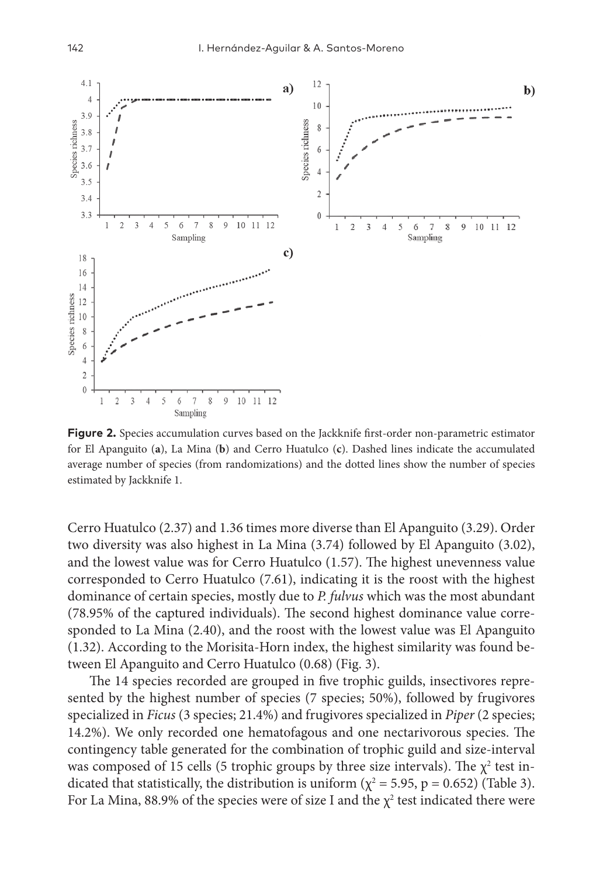**Figure 2.** Species accumulation curves based on the Jackknife first-order non-parametric estimator for El Apanguito (**a**), La Mina (**b**) and Cerro Huatulco (**c**). Dashed lines indicate the accumulated average number of species (from randomizations) and the dotted lines show the number of species estimated by Jackknife 1.

Cerro Huatulco (2.37) and 1.36 times more diverse than El Apanguito (3.29). Order two diversity was also highest in La Mina (3.74) followed by El Apanguito (3.02), and the lowest value was for Cerro Huatulco (1.57). The highest unevenness value corresponded to Cerro Huatulco (7.61), indicating it is the roost with the highest dominance of certain species, mostly due to *P. fulvus* which was the most abundant (78.95% of the captured individuals). The second highest dominance value corresponded to La Mina (2.40), and the roost with the lowest value was El Apanguito (1.32). According to the Morisita-Horn index, the highest similarity was found between El Apanguito and Cerro Huatulco (0.68) (Fig. 3).

The 14 species recorded are grouped in five trophic guilds, insectivores represented by the highest number of species (7 species; 50%), followed by frugivores specialized in *Ficus* (3 species; 21.4%) and frugivores specialized in *Piper* (2 species; 14.2%). We only recorded one hematofagous and one nectarivorous species. The contingency table generated for the combination of trophic guild and size-interval was composed of 15 cells (5 trophic groups by three size intervals). The $\chi^2$ test indicated that statistically, the distribution is uniform ($\chi^2 = 5.95$, $p = 0.652$) (Table 3). For La Mina, 88.9% of the species were of size I and the $\chi^2$ test indicated there were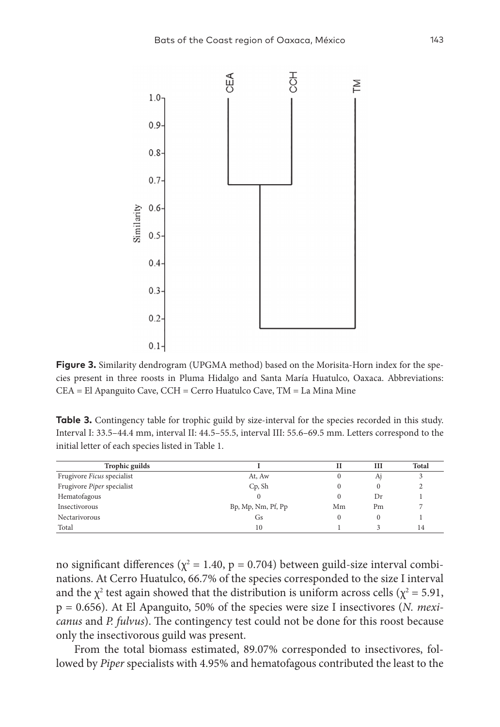**Figure 3.** Similarity dendrogram (UPGMA method) based on the Morisita-Horn index for the species present in three roosts in Pluma Hidalgo and Santa María Huatulco, Oaxaca. Abbreviations: CEA = El Apanguito Cave, CCH = Cerro Huatulco Cave, TM = La Mina Mine

**Table 3.** Contingency table for trophic guild by size-interval for the species recorded in this study. Interval I: 33.5–44.4 mm, interval II: 44.5–55.5, interval III: 55.6–69.5 mm. Letters correspond to the initial letter of each species listed in Table 1.

| Trophic guilds | I | II | III | Total |
|---|---|---|---|---|
| Frugivore *Ficus* specialist | At, Aw | 0 | Aj | 3 |
| Frugivore *Piper* specialist | Cp, Sh | 0 | 0 | 2 |
| Hematofagous | 0 | 0 | Dr | 1 |
| Insectivorous | Bp, Mp, Nm, Pf, Pp | Mm | Pm | 7 |
| Nectarivorous | Gs | 0 | 0 | 1 |
| Total | 10 | 1 | 3 | 14 |

no significant differences ($\chi^2 = 1.40$, $p = 0.704$) between guild-size interval combinations. At Cerro Huatulco, 66.7% of the species corresponded to the size I interval and the $\chi^2$ test again showed that the distribution is uniform across cells ($\chi^2 = 5.91$, $p = 0.656$). At El Apanguito, 50% of the species were size I insectivores (*N. mexicanus* and *P. fulvus*). The contingency test could not be done for this roost because only the insectivorous guild was present.

From the total biomass estimated, 89.07% corresponded to insectivores, followed by *Piper* specialists with 4.95% and hematofagous contributed the least to the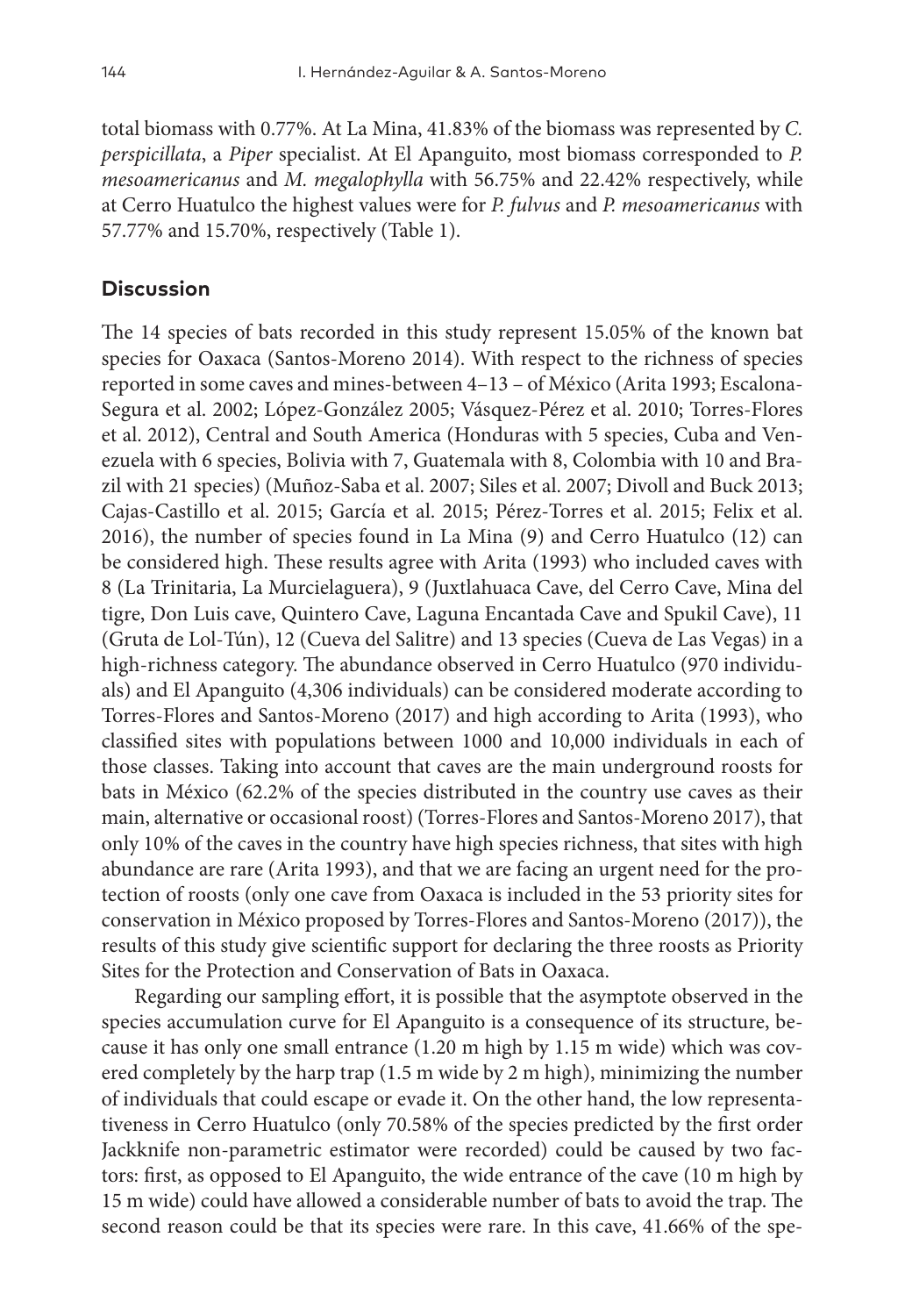total biomass with 0.77%. At La Mina, 41.83% of the biomass was represented by *C. perspicillata*, a *Piper* specialist. At El Apanguito, most biomass corresponded to *P. mesoamericanus* and *M. megalophylla* with 56.75% and 22.42% respectively, while at Cerro Huatulco the highest values were for *P. fulvus* and *P. mesoamericanus* with 57.77% and 15.70%, respectively (Table 1).

## Discussion

The 14 species of bats recorded in this study represent 15.05% of the known bat species for Oaxaca (Santos-Moreno 2014). With respect to the richness of species reported in some caves and mines-between 4–13 – of México (Arita 1993; Escalona-Segura et al. 2002; López-González 2005; Vásquez-Pérez et al. 2010; Torres-Flores et al. 2012), Central and South America (Honduras with 5 species, Cuba and Venezuela with 6 species, Bolivia with 7, Guatemala with 8, Colombia with 10 and Brazil with 21 species) (Muñoz-Saba et al. 2007; Siles et al. 2007; Divoll and Buck 2013; Cajas-Castillo et al. 2015; García et al. 2015; Pérez-Torres et al. 2015; Felix et al. 2016), the number of species found in La Mina (9) and Cerro Huatulco (12) can be considered high. These results agree with Arita (1993) who included caves with 8 (La Trinitaria, La Murcielaguera), 9 (Juxtlahuaca Cave, del Cerro Cave, Mina del tigre, Don Luis cave, Quintero Cave, Laguna Encantada Cave and Spukil Cave), 11 (Gruta de Lol-Tún), 12 (Cueva del Salitre) and 13 species (Cueva de Las Vegas) in a high-richness category. The abundance observed in Cerro Huatulco (970 individuals) and El Apanguito (4,306 individuals) can be considered moderate according to Torres-Flores and Santos-Moreno (2017) and high according to Arita (1993), who classified sites with populations between 1000 and 10,000 individuals in each of those classes. Taking into account that caves are the main underground roosts for bats in México (62.2% of the species distributed in the country use caves as their main, alternative or occasional roost) (Torres-Flores and Santos-Moreno 2017), that only 10% of the caves in the country have high species richness, that sites with high abundance are rare (Arita 1993), and that we are facing an urgent need for the protection of roosts (only one cave from Oaxaca is included in the 53 priority sites for conservation in México proposed by Torres-Flores and Santos-Moreno (2017)), the results of this study give scientific support for declaring the three roosts as Priority Sites for the Protection and Conservation of Bats in Oaxaca.

Regarding our sampling effort, it is possible that the asymptote observed in the species accumulation curve for El Apanguito is a consequence of its structure, because it has only one small entrance (1.20 m high by 1.15 m wide) which was covered completely by the harp trap (1.5 m wide by 2 m high), minimizing the number of individuals that could escape or evade it. On the other hand, the low representativeness in Cerro Huatulco (only 70.58% of the species predicted by the first order Jackknife non-parametric estimator were recorded) could be caused by two factors: first, as opposed to El Apanguito, the wide entrance of the cave (10 m high by 15 m wide) could have allowed a considerable number of bats to avoid the trap. The second reason could be that its species were rare. In this cave, 41.66% of the spe-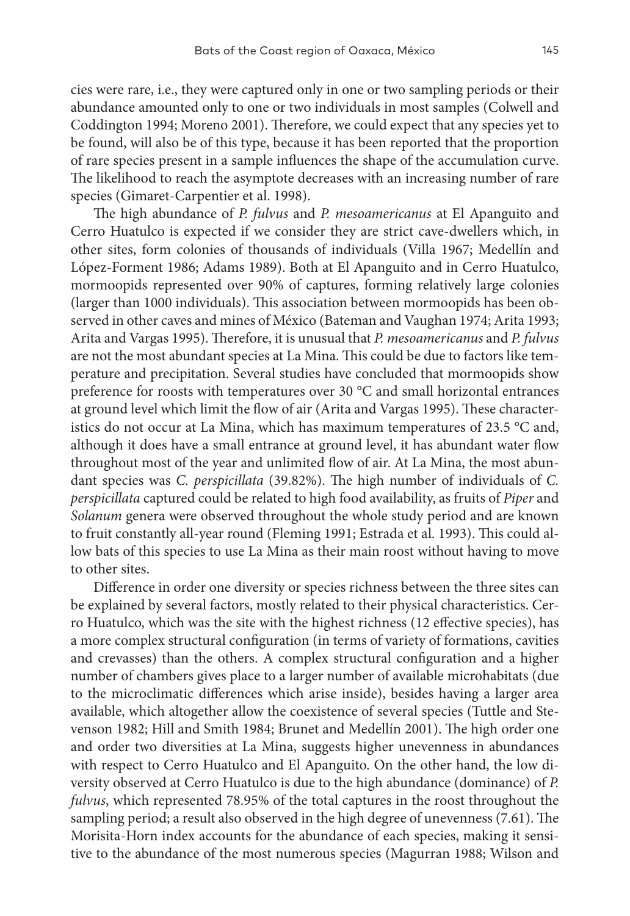cies were rare, i.e., they were captured only in one or two sampling periods or their abundance amounted only to one or two individuals in most samples (Colwell and Coddington 1994; Moreno 2001). Therefore, we could expect that any species yet to be found, will also be of this type, because it has been reported that the proportion of rare species present in a sample influences the shape of the accumulation curve. The likelihood to reach the asymptote decreases with an increasing number of rare species (Gimaret-Carpentier et al. 1998).

The high abundance of *P. fulvus* and *P. mesoamericanus* at El Apanguito and Cerro Huatulco is expected if we consider they are strict cave-dwellers which, in other sites, form colonies of thousands of individuals (Villa 1967; Medellín and López-Forment 1986; Adams 1989). Both at El Apanguito and in Cerro Huatulco, mormoopids represented over 90% of captures, forming relatively large colonies (larger than 1000 individuals). This association between mormoopids has been observed in other caves and mines of México (Bateman and Vaughan 1974; Arita 1993; Arita and Vargas 1995). Therefore, it is unusual that *P. mesoamericanus* and *P. fulvus* are not the most abundant species at La Mina. This could be due to factors like temperature and precipitation. Several studies have concluded that mormoopids show preference for roosts with temperatures over 30 °C and small horizontal entrances at ground level which limit the flow of air (Arita and Vargas 1995). These characteristics do not occur at La Mina, which has maximum temperatures of 23.5 °C and, although it does have a small entrance at ground level, it has abundant water flow throughout most of the year and unlimited flow of air. At La Mina, the most abundant species was *C. perspicillata* (39.82%). The high number of individuals of *C. perspicillata* captured could be related to high food availability, as fruits of *Piper* and *Solanum* genera were observed throughout the whole study period and are known to fruit constantly all-year round (Fleming 1991; Estrada et al. 1993). This could allow bats of this species to use La Mina as their main roost without having to move to other sites.

Difference in order one diversity or species richness between the three sites can be explained by several factors, mostly related to their physical characteristics. Cerro Huatulco, which was the site with the highest richness (12 effective species), has a more complex structural configuration (in terms of variety of formations, cavities and crevasses) than the others. A complex structural configuration and a higher number of chambers gives place to a larger number of available microhabitats (due to the microclimatic differences which arise inside), besides having a larger area available, which altogether allow the coexistence of several species (Tuttle and Stevenson 1982; Hill and Smith 1984; Brunet and Medellín 2001). The high order one and order two diversities at La Mina, suggests higher unevenness in abundances with respect to Cerro Huatulco and El Apanguito. On the other hand, the low diversity observed at Cerro Huatulco is due to the high abundance (dominance) of *P. fulvus*, which represented 78.95% of the total captures in the roost throughout the sampling period; a result also observed in the high degree of unevenness (7.61). The Morisita-Horn index accounts for the abundance of each species, making it sensitive to the abundance of the most numerous species (Magurran 1988; Wilson and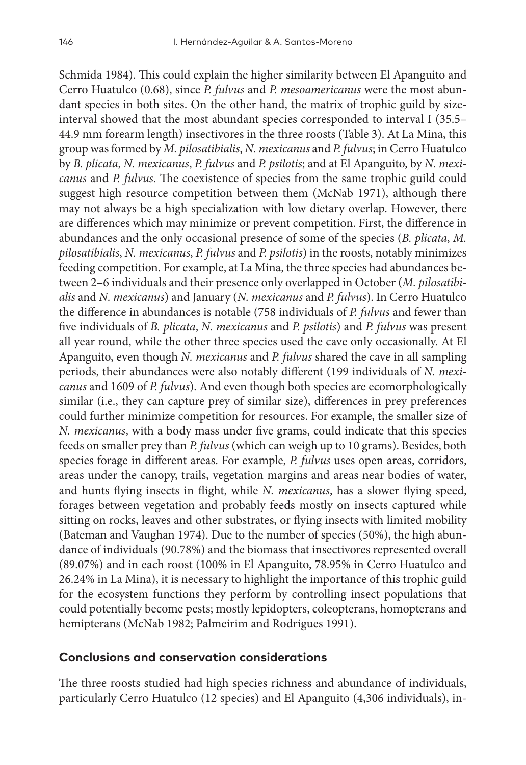Schmida 1984). This could explain the higher similarity between El Apanguito and Cerro Huatulco (0.68), since *P. fulvus* and *P. mesoamericanus* were the most abundant species in both sites. On the other hand, the matrix of trophic guild by size-interval showed that the most abundant species corresponded to interval I (35.5–44.9 mm forearm length) insectivores in the three roosts (Table 3). At La Mina, this group was formed by *M. pilosatibialis*, *N. mexicanus* and *P. fulvus*; in Cerro Huatulco by *B. plicata*, *N. mexicanus*, *P. fulvus* and *P. psilotis*; and at El Apanguito, by *N. mexicanus* and *P. fulvus.* The coexistence of species from the same trophic guild could suggest high resource competition between them (McNab 1971), although there may not always be a high specialization with low dietary overlap. However, there are differences which may minimize or prevent competition. First, the difference in abundances and the only occasional presence of some of the species (*B. plicata*, *M. pilosatibialis*, *N. mexicanus*, *P. fulvus* and *P. psilotis*) in the roosts, notably minimizes feeding competition. For example, at La Mina, the three species had abundances between 2–6 individuals and their presence only overlapped in October (*M. pilosatibialis* and *N. mexicanus*) and January (*N. mexicanus* and *P. fulvus*). In Cerro Huatulco the difference in abundances is notable (758 individuals of *P. fulvus* and fewer than five individuals of *B. plicata*, *N. mexicanus* and *P. psilotis*) and *P. fulvus* was present all year round, while the other three species used the cave only occasionally. At El Apanguito, even though *N. mexicanus* and *P. fulvus* shared the cave in all sampling periods, their abundances were also notably different (199 individuals of *N. mexicanus* and 1609 of *P. fulvus*). And even though both species are ecomorphologically similar (i.e., they can capture prey of similar size), differences in prey preferences could further minimize competition for resources. For example, the smaller size of *N. mexicanus*, with a body mass under five grams, could indicate that this species feeds on smaller prey than *P. fulvus* (which can weigh up to 10 grams). Besides, both species forage in different areas. For example, *P. fulvus* uses open areas, corridors, areas under the canopy, trails, vegetation margins and areas near bodies of water, and hunts flying insects in flight, while *N. mexicanus*, has a slower flying speed, forages between vegetation and probably feeds mostly on insects captured while sitting on rocks, leaves and other substrates, or flying insects with limited mobility (Bateman and Vaughan 1974). Due to the number of species (50%), the high abundance of individuals (90.78%) and the biomass that insectivores represented overall (89.07%) and in each roost (100% in El Apanguito, 78.95% in Cerro Huatulco and 26.24% in La Mina), it is necessary to highlight the importance of this trophic guild for the ecosystem functions they perform by controlling insect populations that could potentially become pests; mostly lepidopters, coleopterans, homopterans and hemipterans (McNab 1982; Palmeirim and Rodrigues 1991).

## Conclusions and conservation considerations

The three roosts studied had high species richness and abundance of individuals, particularly Cerro Huatulco (12 species) and El Apanguito (4,306 individuals), in-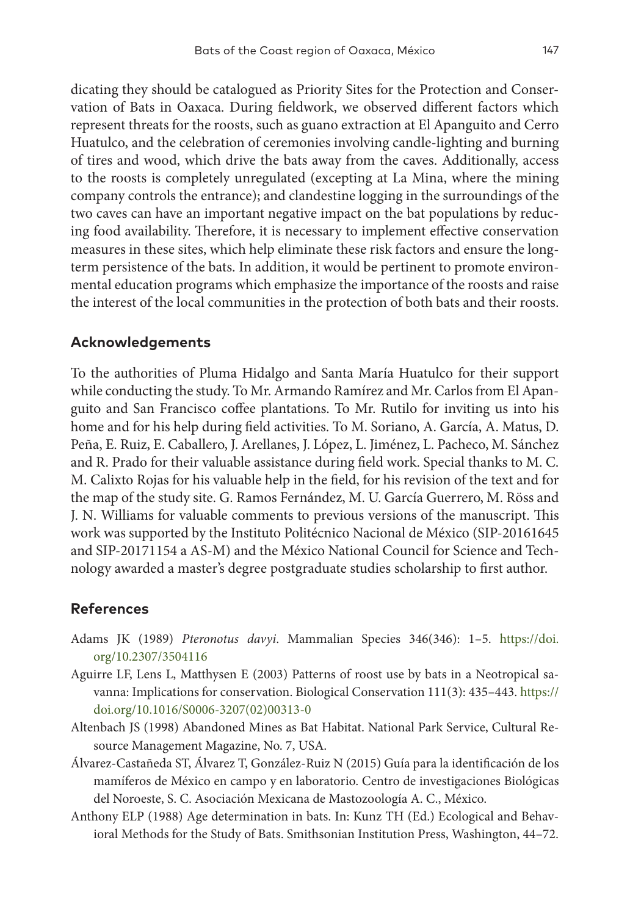dicating they should be catalogued as Priority Sites for the Protection and Conservation of Bats in Oaxaca. During fieldwork, we observed different factors which represent threats for the roosts, such as guano extraction at El Apanguito and Cerro Huatulco, and the celebration of ceremonies involving candle-lighting and burning of tires and wood, which drive the bats away from the caves. Additionally, access to the roosts is completely unregulated (excepting at La Mina, where the mining company controls the entrance); and clandestine logging in the surroundings of the two caves can have an important negative impact on the bat populations by reducing food availability. Therefore, it is necessary to implement effective conservation measures in these sites, which help eliminate these risk factors and ensure the long-term persistence of the bats. In addition, it would be pertinent to promote environmental education programs which emphasize the importance of the roosts and raise the interest of the local communities in the protection of both bats and their roosts.

## Acknowledgements

To the authorities of Pluma Hidalgo and Santa María Huatulco for their support while conducting the study. To Mr. Armando Ramírez and Mr. Carlos from El Apanguito and San Francisco coffee plantations. To Mr. Rutilo for inviting us into his home and for his help during field activities. To M. Soriano, A. García, A. Matus, D. Peña, E. Ruiz, E. Caballero, J. Arellanes, J. López, L. Jiménez, L. Pacheco, M. Sánchez and R. Prado for their valuable assistance during field work. Special thanks to M. C. M. Calixto Rojas for his valuable help in the field, for his revision of the text and for the map of the study site. G. Ramos Fernández, M. U. García Guerrero, M. Röss and J. N. Williams for valuable comments to previous versions of the manuscript. This work was supported by the Instituto Politécnico Nacional de México (SIP-20161645 and SIP-20171154 a AS-M) and the México National Council for Science and Technology awarded a master's degree postgraduate studies scholarship to first author.

## References

Adams JK (1989) *Pteronotus davyi*. Mammalian Species 346(346): 1–5. https://doi.org/10.2307/3504116

Aguirre LF, Lens L, Matthysen E (2003) Patterns of roost use by bats in a Neotropical savanna: Implications for conservation. Biological Conservation 111(3): 435–443. https://doi.org/10.1016/S0006-3207(02)00313-0

Altenbach JS (1998) Abandoned Mines as Bat Habitat. National Park Service, Cultural Resource Management Magazine, No. 7, USA.

Álvarez-Castañeda ST, Álvarez T, González-Ruiz N (2015) Guía para la identificación de los mamíferos de México en campo y en laboratorio. Centro de investigaciones Biológicas del Noroeste, S. C. Asociación Mexicana de Mastozoología A. C., México.

Anthony ELP (1988) Age determination in bats. In: Kunz TH (Ed.) Ecological and Behavioral Methods for the Study of Bats. Smithsonian Institution Press, Washington, 44–72.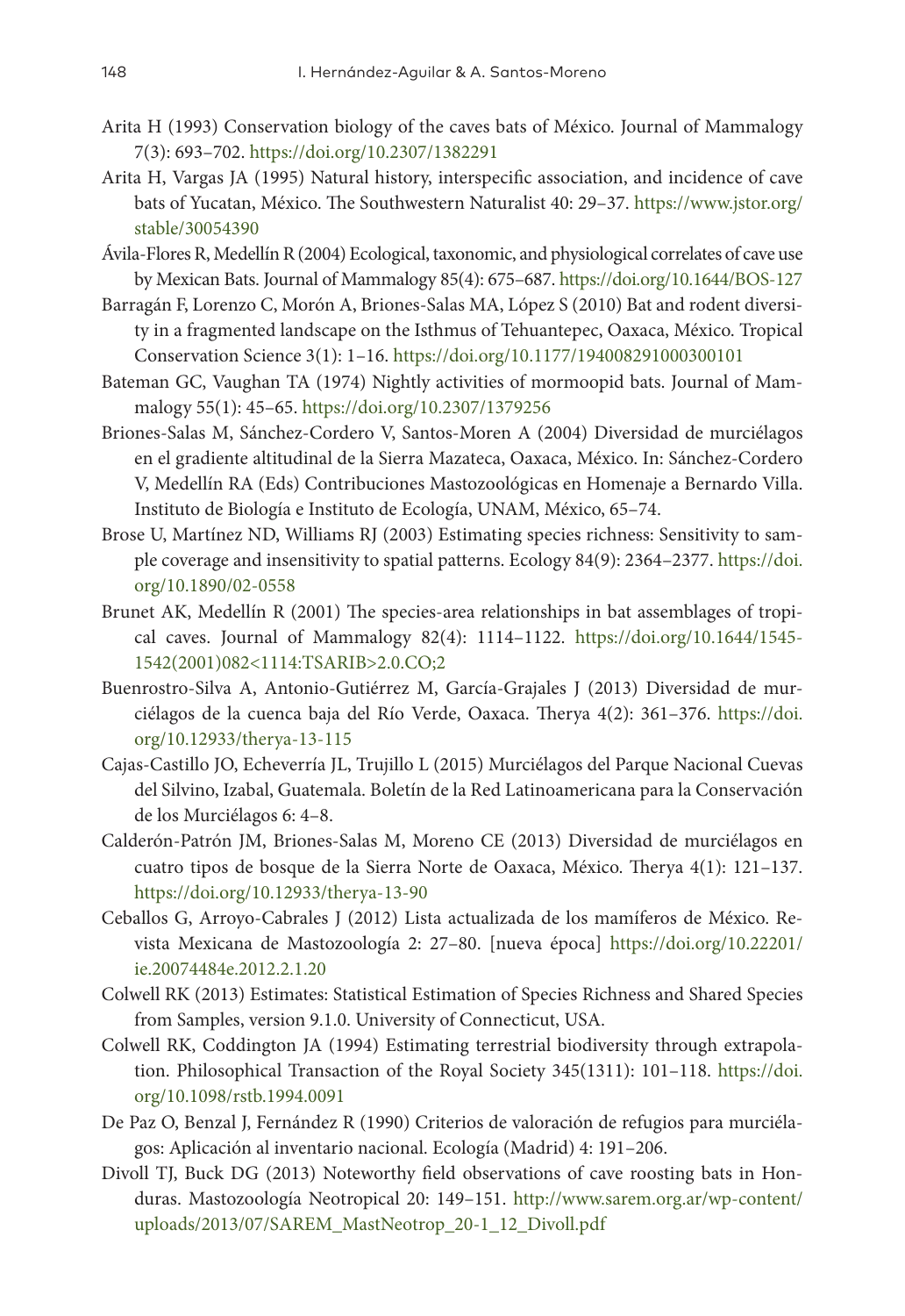Arita H (1993) Conservation biology of the caves bats of México. Journal of Mammalogy 7(3): 693–702. https://doi.org/10.2307/1382291

Arita H, Vargas JA (1995) Natural history, interspecific association, and incidence of cave bats of Yucatan, México. The Southwestern Naturalist 40: 29–37. https://www.jstor.org/stable/30054390

Ávila-Flores R, Medellín R (2004) Ecological, taxonomic, and physiological correlates of cave use by Mexican Bats. Journal of Mammalogy 85(4): 675–687. https://doi.org/10.1644/BOS-127

Barragán F, Lorenzo C, Morón A, Briones-Salas MA, López S (2010) Bat and rodent diversity in a fragmented landscape on the Isthmus of Tehuantepec, Oaxaca, México. Tropical Conservation Science 3(1): 1–16. https://doi.org/10.1177/194008291000300101

Bateman GC, Vaughan TA (1974) Nightly activities of mormoopid bats. Journal of Mammalogy 55(1): 45–65. https://doi.org/10.2307/1379256

Briones-Salas M, Sánchez-Cordero V, Santos-Moren A (2004) Diversidad de murciélagos en el gradiente altitudinal de la Sierra Mazateca, Oaxaca, México. In: Sánchez-Cordero V, Medellín RA (Eds) Contribuciones Mastozoológicas en Homenaje a Bernardo Villa. Instituto de Biología e Instituto de Ecología, UNAM, México, 65–74.

Brose U, Martínez ND, Williams RJ (2003) Estimating species richness: Sensitivity to sample coverage and insensitivity to spatial patterns. Ecology 84(9): 2364–2377. https://doi.org/10.1890/02-0558

Brunet AK, Medellín R (2001) The species-area relationships in bat assemblages of tropical caves. Journal of Mammalogy 82(4): 1114–1122. https://doi.org/10.1644/1545-1542(2001)082<1114:TSARIB>2.0.CO;2

Buenrostro-Silva A, Antonio-Gutiérrez M, García-Grajales J (2013) Diversidad de murciélagos de la cuenca baja del Río Verde, Oaxaca. Therya 4(2): 361–376. https://doi.org/10.12933/therya-13-115

Cajas-Castillo JO, Echeverría JL, Trujillo L (2015) Murciélagos del Parque Nacional Cuevas del Silvino, Izabal, Guatemala. Boletín de la Red Latinoamericana para la Conservación de los Murciélagos 6: 4–8.

Calderón-Patrón JM, Briones-Salas M, Moreno CE (2013) Diversidad de murciélagos en cuatro tipos de bosque de la Sierra Norte de Oaxaca, México. Therya 4(1): 121–137. https://doi.org/10.12933/therya-13-90

Ceballos G, Arroyo-Cabrales J (2012) Lista actualizada de los mamíferos de México. Revista Mexicana de Mastozoología 2: 27–80. [nueva época] https://doi.org/10.22201/ie.20074484e.2012.2.1.20

Colwell RK (2013) Estimates: Statistical Estimation of Species Richness and Shared Species from Samples, version 9.1.0. University of Connecticut, USA.

Colwell RK, Coddington JA (1994) Estimating terrestrial biodiversity through extrapolation. Philosophical Transaction of the Royal Society 345(1311): 101–118. https://doi.org/10.1098/rstb.1994.0091

De Paz O, Benzal J, Fernández R (1990) Criterios de valoración de refugios para murciélagos: Aplicación al inventario nacional. Ecología (Madrid) 4: 191–206.

Divoll TJ, Buck DG (2013) Noteworthy field observations of cave roosting bats in Honduras. Mastozoología Neotropical 20: 149–151. http://www.sarem.org.ar/wp-content/uploads/2013/07/SAREM_MastNeotrop_20-1_12_Divoll.pdf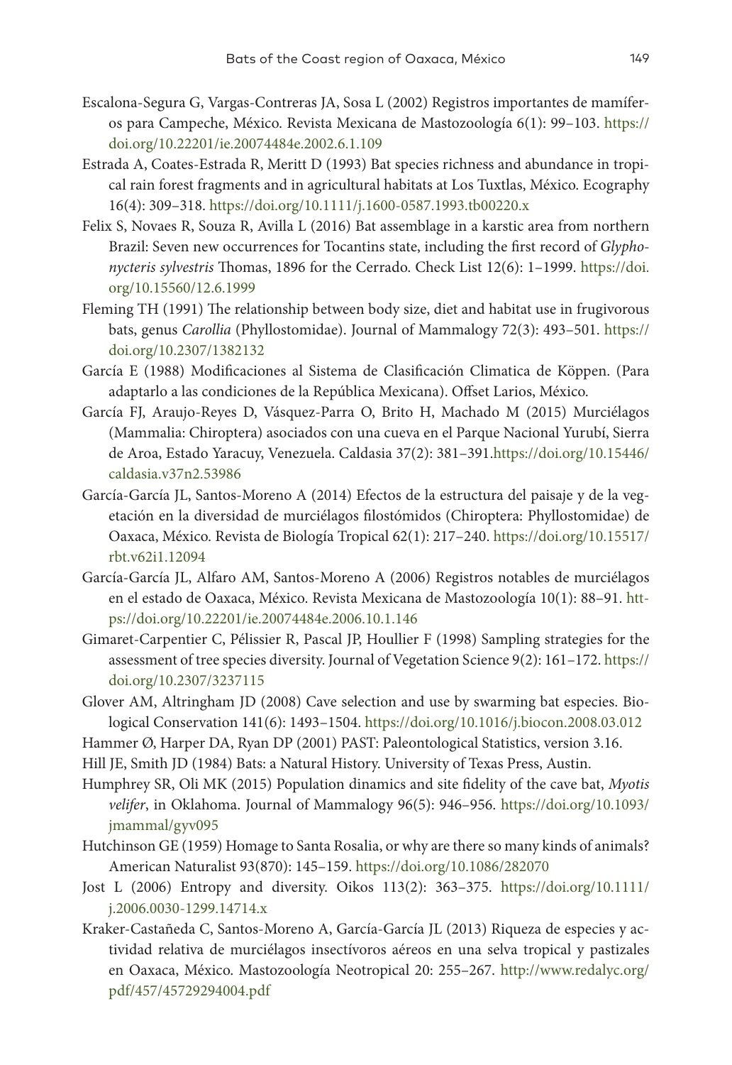Escalona-Segura G, Vargas-Contreras JA, Sosa L (2002) Registros importantes de mamíferos para Campeche, México. Revista Mexicana de Mastozoología 6(1): 99–103. https://doi.org/10.22201/ie.20074484e.2002.6.1.109

Estrada A, Coates-Estrada R, Meritt D (1993) Bat species richness and abundance in tropical rain forest fragments and in agricultural habitats at Los Tuxtlas, México. Ecography 16(4): 309–318. https://doi.org/10.1111/j.1600-0587.1993.tb00220.x

Felix S, Novaes R, Souza R, Avilla L (2016) Bat assemblage in a karstic area from northern Brazil: Seven new occurrences for Tocantins state, including the first record of *Glyphonycteris sylvestris* Thomas, 1896 for the Cerrado. Check List 12(6): 1–1999. https://doi.org/10.15560/12.6.1999

Fleming TH (1991) The relationship between body size, diet and habitat use in frugivorous bats, genus *Carollia* (Phyllostomidae). Journal of Mammalogy 72(3): 493–501. https://doi.org/10.2307/1382132

García E (1988) Modificaciones al Sistema de Clasificación Climatica de Köppen. (Para adaptarlo a las condiciones de la República Mexicana). Offset Larios, México.

García FJ, Araujo-Reyes D, Vásquez-Parra O, Brito H, Machado M (2015) Murciélagos (Mammalia: Chiroptera) asociados con una cueva en el Parque Nacional Yurubí, Sierra de Aroa, Estado Yaracuy, Venezuela. Caldasia 37(2): 381–391.https://doi.org/10.15446/caldasia.v37n2.53986

García-García JL, Santos-Moreno A (2014) Efectos de la estructura del paisaje y de la vegetación en la diversidad de murciélagos filostómidos (Chiroptera: Phyllostomidae) de Oaxaca, México. Revista de Biología Tropical 62(1): 217–240. https://doi.org/10.15517/rbt.v62i1.12094

García-García JL, Alfaro AM, Santos-Moreno A (2006) Registros notables de murciélagos en el estado de Oaxaca, México. Revista Mexicana de Mastozoología 10(1): 88–91. https://doi.org/10.22201/ie.20074484e.2006.10.1.146

Gimaret-Carpentier C, Pélissier R, Pascal JP, Houllier F (1998) Sampling strategies for the assessment of tree species diversity. Journal of Vegetation Science 9(2): 161–172. https://doi.org/10.2307/3237115

Glover AM, Altringham JD (2008) Cave selection and use by swarming bat especies. Biological Conservation 141(6): 1493–1504. https://doi.org/10.1016/j.biocon.2008.03.012

Hammer Ø, Harper DA, Ryan DP (2001) PAST: Paleontological Statistics, version 3.16.

Hill JE, Smith JD (1984) Bats: a Natural History. University of Texas Press, Austin.

Humphrey SR, Oli MK (2015) Population dinamics and site fidelity of the cave bat, *Myotis velifer*, in Oklahoma. Journal of Mammalogy 96(5): 946–956. https://doi.org/10.1093/jmammal/gyv095

Hutchinson GE (1959) Homage to Santa Rosalia, or why are there so many kinds of animals? American Naturalist 93(870): 145–159. https://doi.org/10.1086/282070

Jost L (2006) Entropy and diversity. Oikos 113(2): 363–375. https://doi.org/10.1111/j.2006.0030-1299.14714.x

Kraker-Castañeda C, Santos-Moreno A, García-García JL (2013) Riqueza de especies y actividad relativa de murciélagos insectívoros aéreos en una selva tropical y pastizales en Oaxaca, México. Mastozoología Neotropical 20: 255–267. http://www.redalyc.org/pdf/457/45729294004.pdf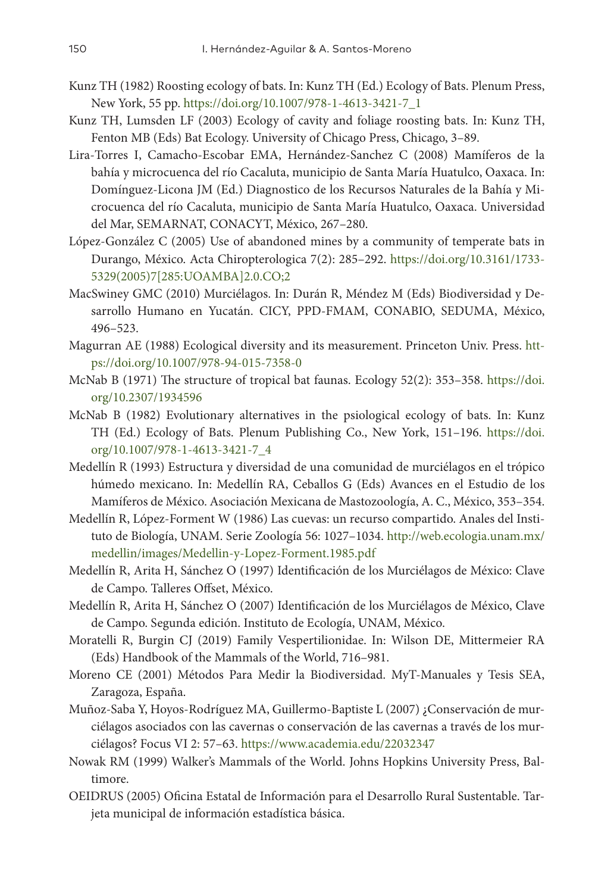Kunz TH (1982) Roosting ecology of bats. In: Kunz TH (Ed.) Ecology of Bats. Plenum Press, New York, 55 pp. https://doi.org/10.1007/978-1-4613-3421-7_1

Kunz TH, Lumsden LF (2003) Ecology of cavity and foliage roosting bats. In: Kunz TH, Fenton MB (Eds) Bat Ecology. University of Chicago Press, Chicago, 3–89.

Lira-Torres I, Camacho-Escobar EMA, Hernández-Sanchez C (2008) Mamíferos de la bahía y microcuenca del río Cacaluta, municipio de Santa María Huatulco, Oaxaca. In: Domínguez-Licona JM (Ed.) Diagnostico de los Recursos Naturales de la Bahía y Microcuenca del río Cacaluta, municipio de Santa María Huatulco, Oaxaca. Universidad del Mar, SEMARNAT, CONACYT, México, 267–280.

López-González C (2005) Use of abandoned mines by a community of temperate bats in Durango, México. Acta Chiropterologica 7(2): 285–292. https://doi.org/10.3161/1733-5329(2005)7[285:UOAMBA]2.0.CO;2

MacSwiney GMC (2010) Murciélagos. In: Durán R, Méndez M (Eds) Biodiversidad y Desarrollo Humano en Yucatán. CICY, PPD-FMAM, CONABIO, SEDUMA, México, 496–523.

Magurran AE (1988) Ecological diversity and its measurement. Princeton Univ. Press. https://doi.org/10.1007/978-94-015-7358-0

McNab B (1971) The structure of tropical bat faunas. Ecology 52(2): 353–358. https://doi.org/10.2307/1934596

McNab B (1982) Evolutionary alternatives in the psiological ecology of bats. In: Kunz TH (Ed.) Ecology of Bats. Plenum Publishing Co., New York, 151–196. https://doi.org/10.1007/978-1-4613-3421-7_4

Medellín R (1993) Estructura y diversidad de una comunidad de murciélagos en el trópico húmedo mexicano. In: Medellín RA, Ceballos G (Eds) Avances en el Estudio de los Mamíferos de México. Asociación Mexicana de Mastozoología, A. C., México, 353–354.

Medellín R, López-Forment W (1986) Las cuevas: un recurso compartido. Anales del Instituto de Biología, UNAM. Serie Zoología 56: 1027–1034. http://web.ecologia.unam.mx/medellin/images/Medellin-y-Lopez-Forment.1985.pdf

Medellín R, Arita H, Sánchez O (1997) Identificación de los Murciélagos de México: Clave de Campo. Talleres Offset, México.

Medellín R, Arita H, Sánchez O (2007) Identificación de los Murciélagos de México, Clave de Campo. Segunda edición. Instituto de Ecología, UNAM, México.

Moratelli R, Burgin CJ (2019) Family Vespertilionidae. In: Wilson DE, Mittermeier RA (Eds) Handbook of the Mammals of the World, 716–981.

Moreno CE (2001) Métodos Para Medir la Biodiversidad. MyT-Manuales y Tesis SEA, Zaragoza, España.

Muñoz-Saba Y, Hoyos-Rodríguez MA, Guillermo-Baptiste L (2007) ¿Conservación de murciélagos asociados con las cavernas o conservación de las cavernas a través de los murciélagos? Focus VI 2: 57–63. https://www.academia.edu/22032347

Nowak RM (1999) Walker's Mammals of the World. Johns Hopkins University Press, Baltimore.

OEIDRUS (2005) Oficina Estatal de Información para el Desarrollo Rural Sustentable. Tarjeta municipal de información estadística básica.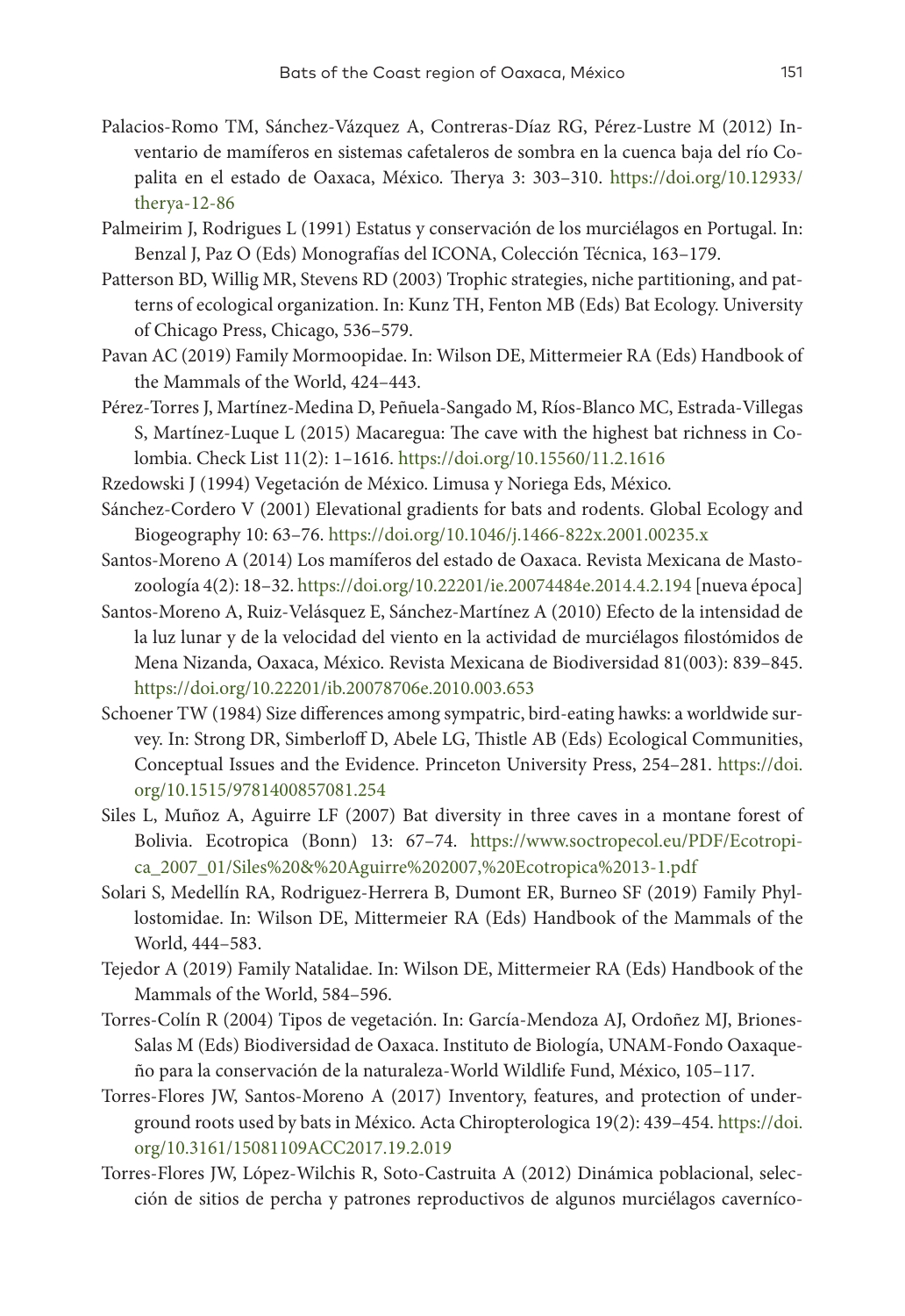Palacios-Romo TM, Sánchez-Vázquez A, Contreras-Díaz RG, Pérez-Lustre M (2012) Inventario de mamíferos en sistemas cafetaleros de sombra en la cuenca baja del río Copalita en el estado de Oaxaca, México. Therya 3: 303–310. https://doi.org/10.12933/therya-12-86

Palmeirim J, Rodrigues L (1991) Estatus y conservación de los murciélagos en Portugal. In: Benzal J, Paz O (Eds) Monografías del ICONA, Colección Técnica, 163–179.

Patterson BD, Willig MR, Stevens RD (2003) Trophic strategies, niche partitioning, and patterns of ecological organization. In: Kunz TH, Fenton MB (Eds) Bat Ecology. University of Chicago Press, Chicago, 536–579.

Pavan AC (2019) Family Mormoopidae. In: Wilson DE, Mittermeier RA (Eds) Handbook of the Mammals of the World, 424–443.

Pérez-Torres J, Martínez-Medina D, Peñuela-Sangado M, Ríos-Blanco MC, Estrada-Villegas S, Martínez-Luque L (2015) Macaregua: The cave with the highest bat richness in Colombia. Check List 11(2): 1–1616. https://doi.org/10.15560/11.2.1616

Rzedowski J (1994) Vegetación de México. Limusa y Noriega Eds, México.

Sánchez-Cordero V (2001) Elevational gradients for bats and rodents. Global Ecology and Biogeography 10: 63–76. https://doi.org/10.1046/j.1466-822x.2001.00235.x

Santos-Moreno A (2014) Los mamíferos del estado de Oaxaca. Revista Mexicana de Mastozoología 4(2): 18–32. https://doi.org/10.22201/ie.20074484e.2014.4.2.194 [nueva época]

Santos-Moreno A, Ruiz-Velásquez E, Sánchez-Martínez A (2010) Efecto de la intensidad de la luz lunar y de la velocidad del viento en la actividad de murciélagos filostómidos de Mena Nizanda, Oaxaca, México. Revista Mexicana de Biodiversidad 81(003): 839–845. https://doi.org/10.22201/ib.20078706e.2010.003.653

Schoener TW (1984) Size differences among sympatric, bird-eating hawks: a worldwide survey. In: Strong DR, Simberloff D, Abele LG, Thistle AB (Eds) Ecological Communities, Conceptual Issues and the Evidence. Princeton University Press, 254–281. https://doi.org/10.1515/9781400857081.254

Siles L, Muñoz A, Aguirre LF (2007) Bat diversity in three caves in a montane forest of Bolivia. Ecotropica (Bonn) 13: 67–74. https://www.soctropecol.eu/PDF/Ecotropica_2007_01/Siles%20&%20Aguirre%202007,%20Ecotropica%2013-1.pdf

Solari S, Medellín RA, Rodriguez-Herrera B, Dumont ER, Burneo SF (2019) Family Phyllostomidae. In: Wilson DE, Mittermeier RA (Eds) Handbook of the Mammals of the World, 444–583.

Tejedor A (2019) Family Natalidae. In: Wilson DE, Mittermeier RA (Eds) Handbook of the Mammals of the World, 584–596.

Torres-Colín R (2004) Tipos de vegetación. In: García-Mendoza AJ, Ordoñez MJ, Briones-Salas M (Eds) Biodiversidad de Oaxaca. Instituto de Biología, UNAM-Fondo Oaxaqueño para la conservación de la naturaleza-World Wildlife Fund, México, 105–117.

Torres-Flores JW, Santos-Moreno A (2017) Inventory, features, and protection of underground roots used by bats in México. Acta Chiropterologica 19(2): 439–454. https://doi.org/10.3161/15081109ACC2017.19.2.019

Torres-Flores JW, López-Wilchis R, Soto-Castruita A (2012) Dinámica poblacional, selección de sitios de percha y patrones reproductivos de algunos murciélagos caverníco-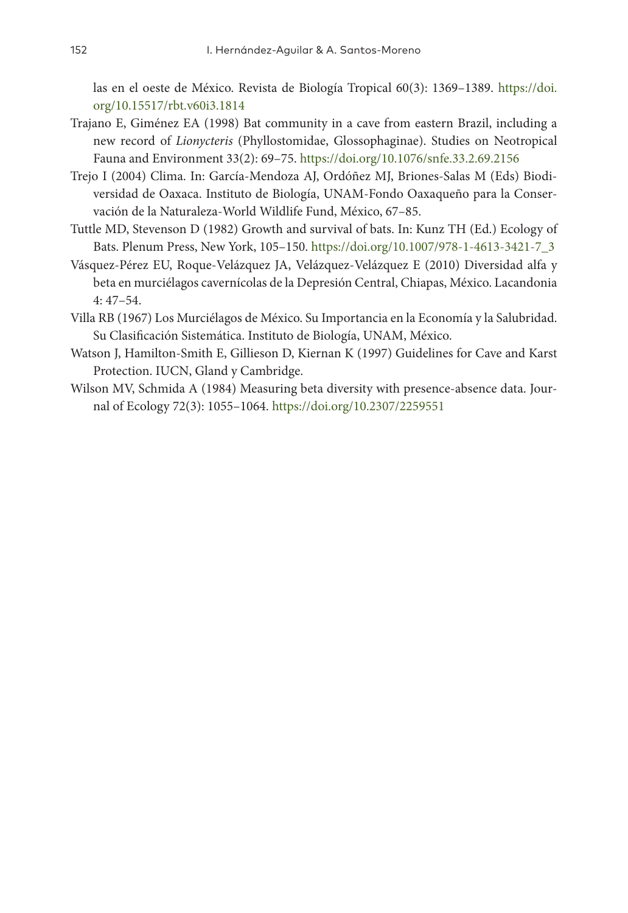las en el oeste de México. Revista de Biología Tropical 60(3): 1369–1389. https://doi.org/10.15517/rbt.v60i3.1814

Trajano E, Giménez EA (1998) Bat community in a cave from eastern Brazil, including a new record of *Lionycteris* (Phyllostomidae, Glossophaginae). Studies on Neotropical Fauna and Environment 33(2): 69–75. https://doi.org/10.1076/snfe.33.2.69.2156

Trejo I (2004) Clima. In: García-Mendoza AJ, Ordóñez MJ, Briones-Salas M (Eds) Biodiversidad de Oaxaca. Instituto de Biología, UNAM-Fondo Oaxaqueño para la Conservación de la Naturaleza-World Wildlife Fund, México, 67–85.

Tuttle MD, Stevenson D (1982) Growth and survival of bats. In: Kunz TH (Ed.) Ecology of Bats. Plenum Press, New York, 105–150. https://doi.org/10.1007/978-1-4613-3421-7_3

Vásquez-Pérez EU, Roque-Velázquez JA, Velázquez-Velázquez E (2010) Diversidad alfa y beta en murciélagos cavernícolas de la Depresión Central, Chiapas, México. Lacandonia 4: 47–54.

Villa RB (1967) Los Murciélagos de México. Su Importancia en la Economía y la Salubridad. Su Clasificación Sistemática. Instituto de Biología, UNAM, México.

Watson J, Hamilton-Smith E, Gillieson D, Kiernan K (1997) Guidelines for Cave and Karst Protection. IUCN, Gland y Cambridge.

Wilson MV, Schmida A (1984) Measuring beta diversity with presence-absence data. Journal of Ecology 72(3): 1055–1064. https://doi.org/10.2307/2259551